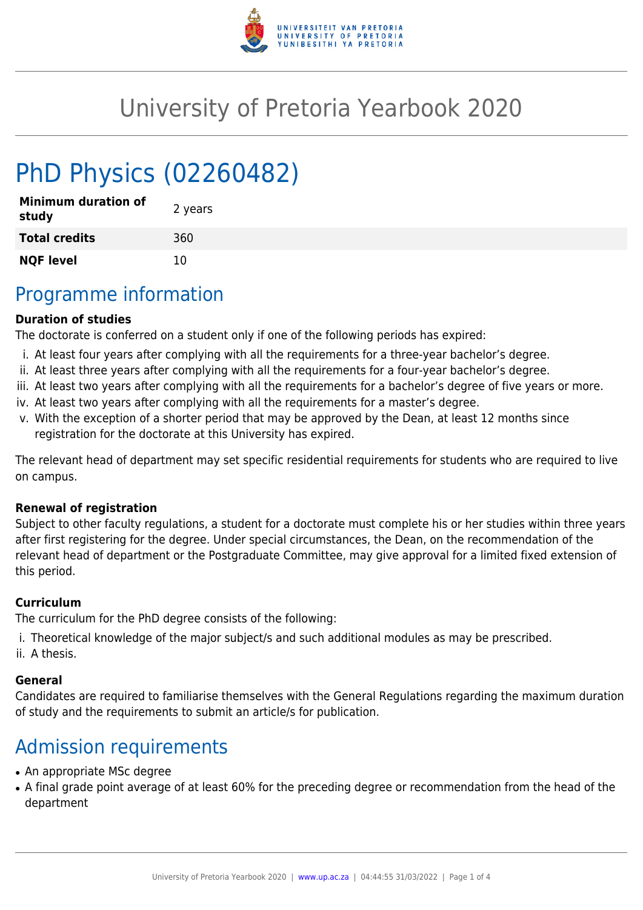# University of Pretoria Yearbook 2020

# PhD Physics (02260482)

| | |
|---|---|
| **Minimum duration of study** | 2 years |
| **Total credits** | 360 |
| **NQF level** | 10 |

## Programme information

**Duration of studies**

The doctorate is conferred on a student only if one of the following periods has expired:

i. At least four years after complying with all the requirements for a three-year bachelor's degree.
ii. At least three years after complying with all the requirements for a four-year bachelor's degree.
iii. At least two years after complying with all the requirements for a bachelor's degree of five years or more.
iv. At least two years after complying with all the requirements for a master's degree.
v. With the exception of a shorter period that may be approved by the Dean, at least 12 months since registration for the doctorate at this University has expired.

The relevant head of department may set specific residential requirements for students who are required to live on campus.

**Renewal of registration**

Subject to other faculty regulations, a student for a doctorate must complete his or her studies within three years after first registering for the degree. Under special circumstances, the Dean, on the recommendation of the relevant head of department or the Postgraduate Committee, may give approval for a limited fixed extension of this period.

**Curriculum**

The curriculum for the PhD degree consists of the following:

i. Theoretical knowledge of the major subject/s and such additional modules as may be prescribed.
ii. A thesis.

**General**

Candidates are required to familiarise themselves with the General Regulations regarding the maximum duration of study and the requirements to submit an article/s for publication.

## Admission requirements

- An appropriate MSc degree
- A final grade point average of at least 60% for the preceding degree or recommendation from the head of the department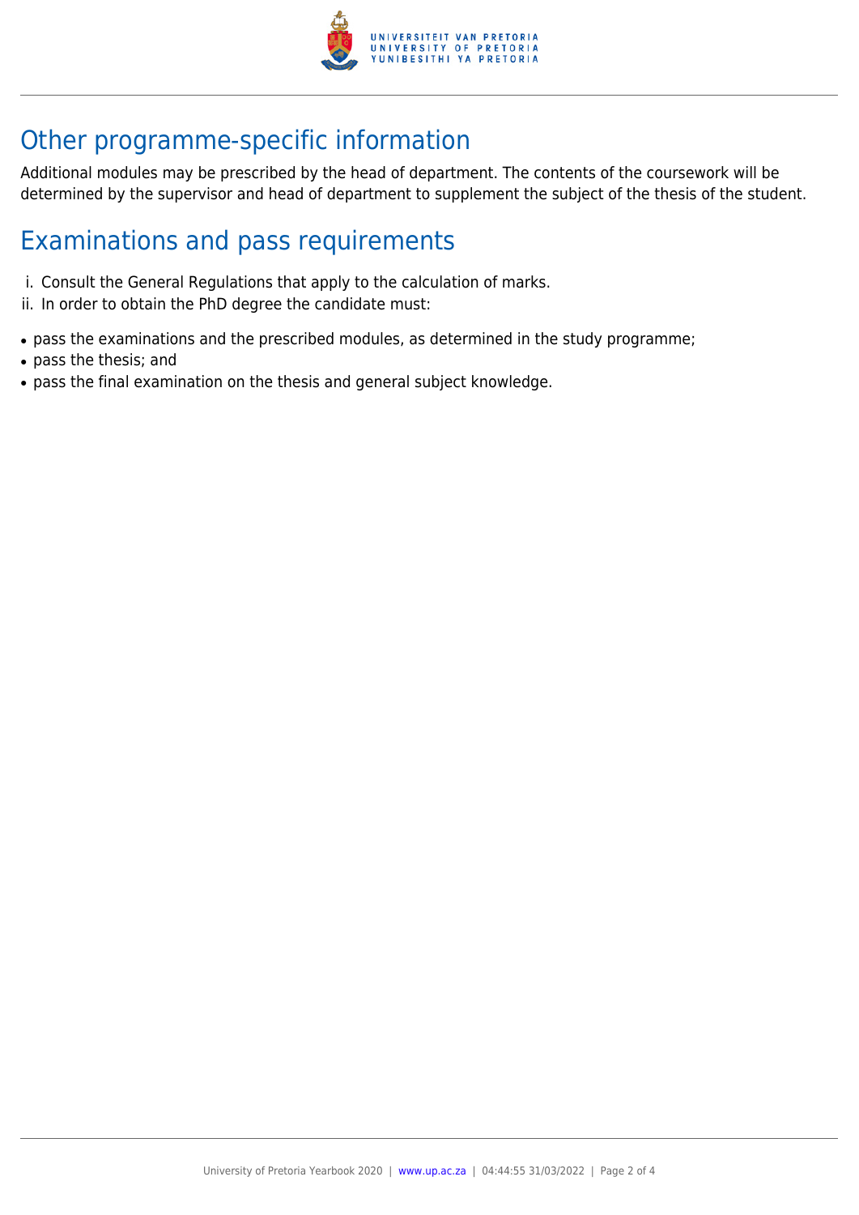## Other programme-specific information

Additional modules may be prescribed by the head of department. The contents of the coursework will be determined by the supervisor and head of department to supplement the subject of the thesis of the student.

## Examinations and pass requirements

i. Consult the General Regulations that apply to the calculation of marks.
ii. In order to obtain the PhD degree the candidate must:

- pass the examinations and the prescribed modules, as determined in the study programme;
- pass the thesis; and
- pass the final examination on the thesis and general subject knowledge.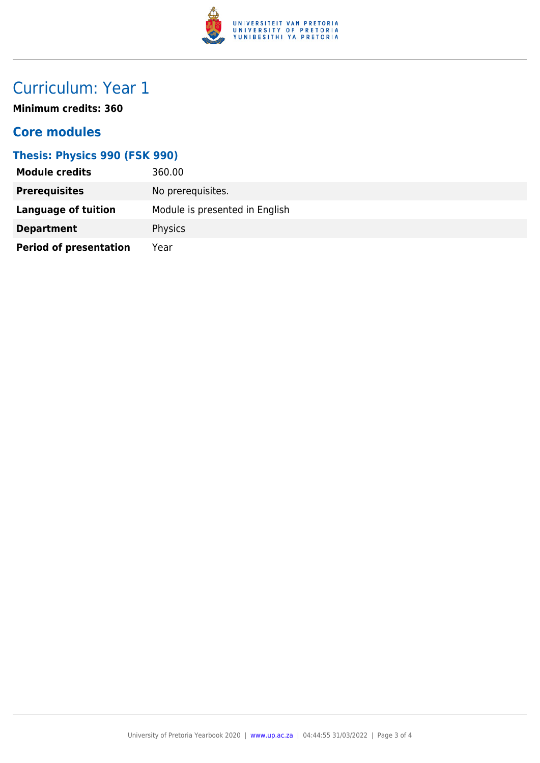# Curriculum: Year 1

**Minimum credits: 360**

## Core modules

### Thesis: Physics 990 (FSK 990)

| | |
|---|---|
| **Module credits** | 360.00 |
| **Prerequisites** | No prerequisites. |
| **Language of tuition** | Module is presented in English |
| **Department** | Physics |
| **Period of presentation** | Year |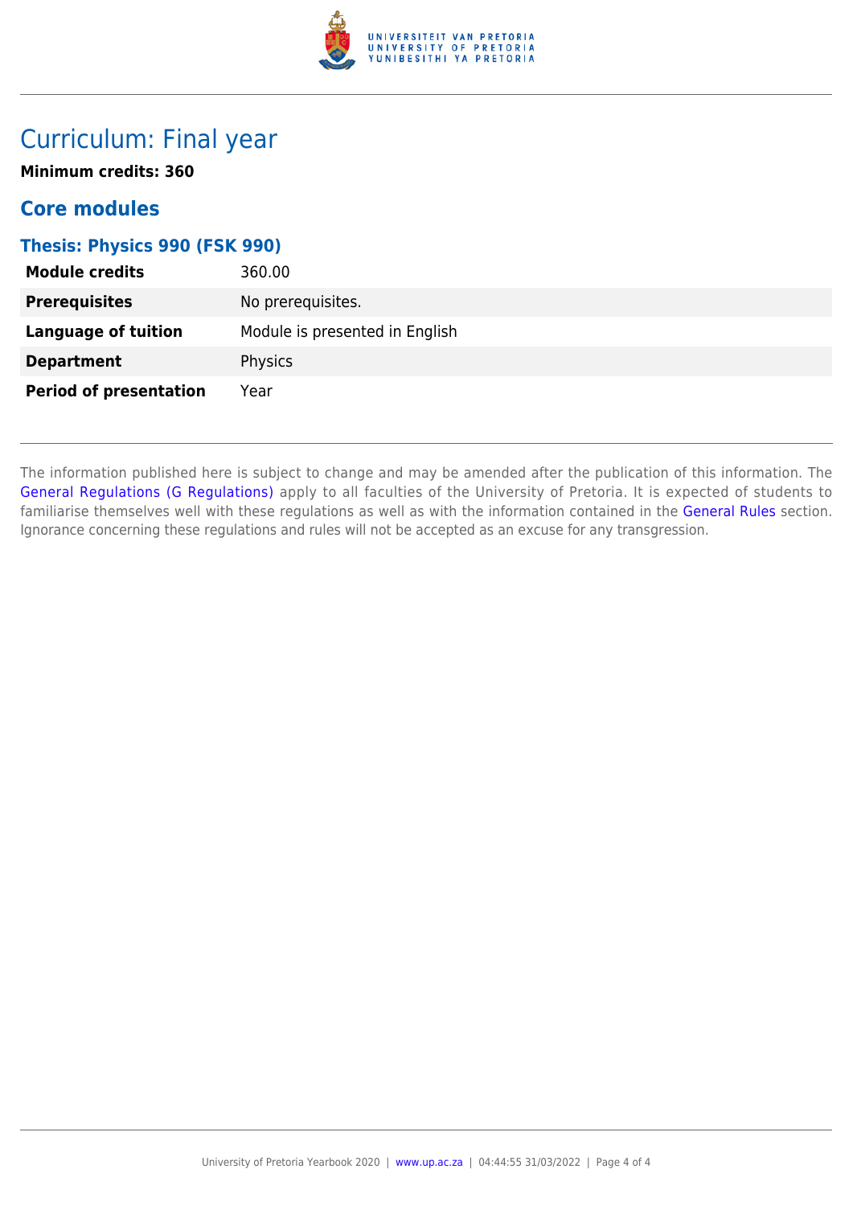# Curriculum: Final year

**Minimum credits: 360**

## Core modules

### Thesis: Physics 990 (FSK 990)

| | |
|---|---|
| **Module credits** | 360.00 |
| **Prerequisites** | No prerequisites. |
| **Language of tuition** | Module is presented in English |
| **Department** | Physics |
| **Period of presentation** | Year |

The information published here is subject to change and may be amended after the publication of this information. The General Regulations (G Regulations) apply to all faculties of the University of Pretoria. It is expected of students to familiarise themselves well with these regulations as well as with the information contained in the General Rules section. Ignorance concerning these regulations and rules will not be accepted as an excuse for any transgression.